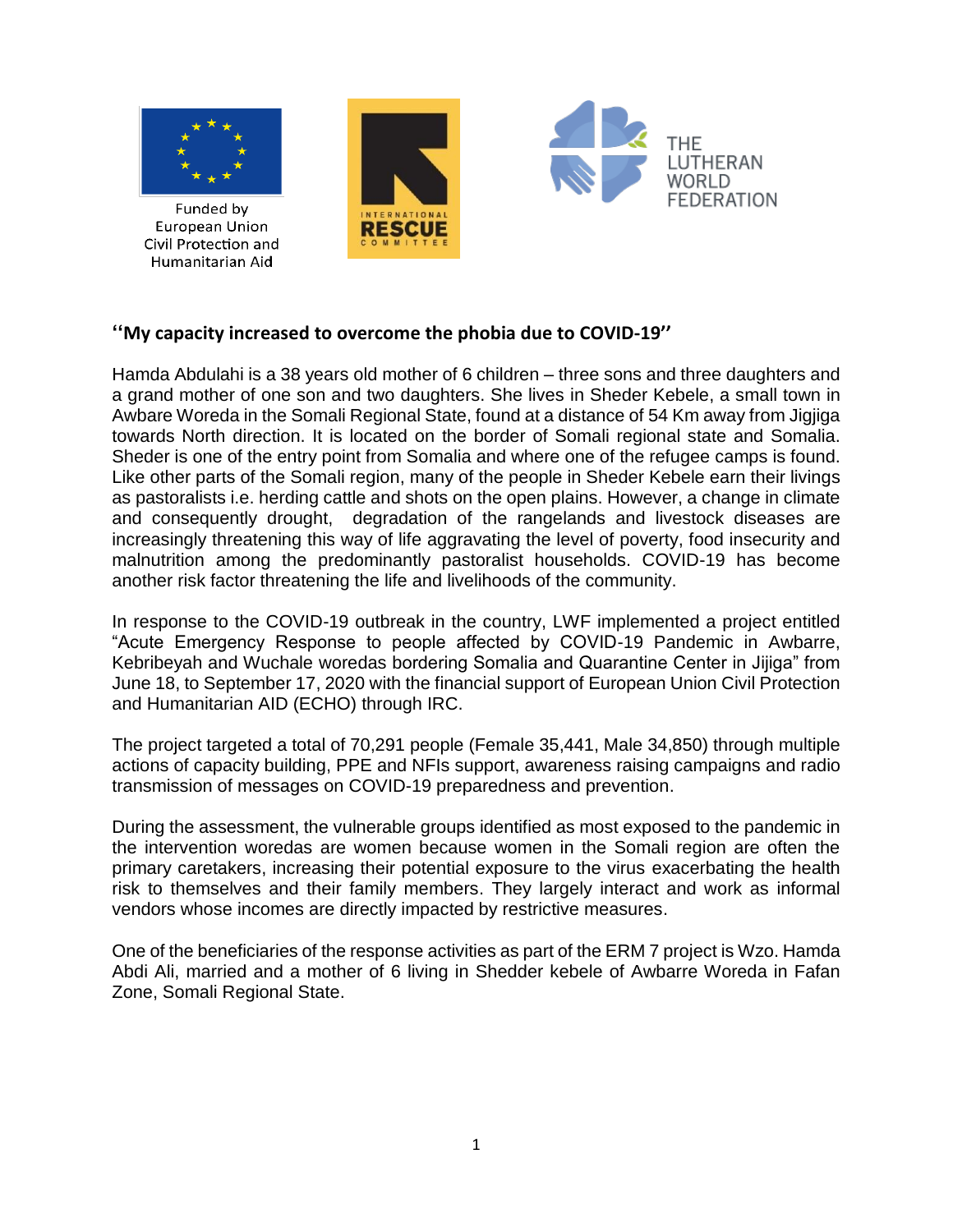Funded by European Union Civil Protection and Humanitarian Aid

INTERNATIONAL RESCUE COMMITTEE

THE LUTHERAN WORLD FEDERATION

## ''My capacity increased to overcome the phobia due to COVID-19''

Hamda Abdulahi is a 38 years old mother of 6 children – three sons and three daughters and a grand mother of one son and two daughters. She lives in Sheder Kebele, a small town in Awbare Woreda in the Somali Regional State, found at a distance of 54 Km away from Jigjiga towards North direction. It is located on the border of Somali regional state and Somalia. Sheder is one of the entry point from Somalia and where one of the refugee camps is found. Like other parts of the Somali region, many of the people in Sheder Kebele earn their livings as pastoralists i.e. herding cattle and shots on the open plains. However, a change in climate and consequently drought, degradation of the rangelands and livestock diseases are increasingly threatening this way of life aggravating the level of poverty, food insecurity and malnutrition among the predominantly pastoralist households. COVID-19 has become another risk factor threatening the life and livelihoods of the community.

In response to the COVID-19 outbreak in the country, LWF implemented a project entitled "Acute Emergency Response to people affected by COVID-19 Pandemic in Awbarre, Kebribeyah and Wuchale woredas bordering Somalia and Quarantine Center in Jijiga" from June 18, to September 17, 2020 with the financial support of European Union Civil Protection and Humanitarian AID (ECHO) through IRC.

The project targeted a total of 70,291 people (Female 35,441, Male 34,850) through multiple actions of capacity building, PPE and NFIs support, awareness raising campaigns and radio transmission of messages on COVID-19 preparedness and prevention.

During the assessment, the vulnerable groups identified as most exposed to the pandemic in the intervention woredas are women because women in the Somali region are often the primary caretakers, increasing their potential exposure to the virus exacerbating the health risk to themselves and their family members. They largely interact and work as informal vendors whose incomes are directly impacted by restrictive measures.

One of the beneficiaries of the response activities as part of the ERM 7 project is Wzo. Hamda Abdi Ali, married and a mother of 6 living in Shedder kebele of Awbarre Woreda in Fafan Zone, Somali Regional State.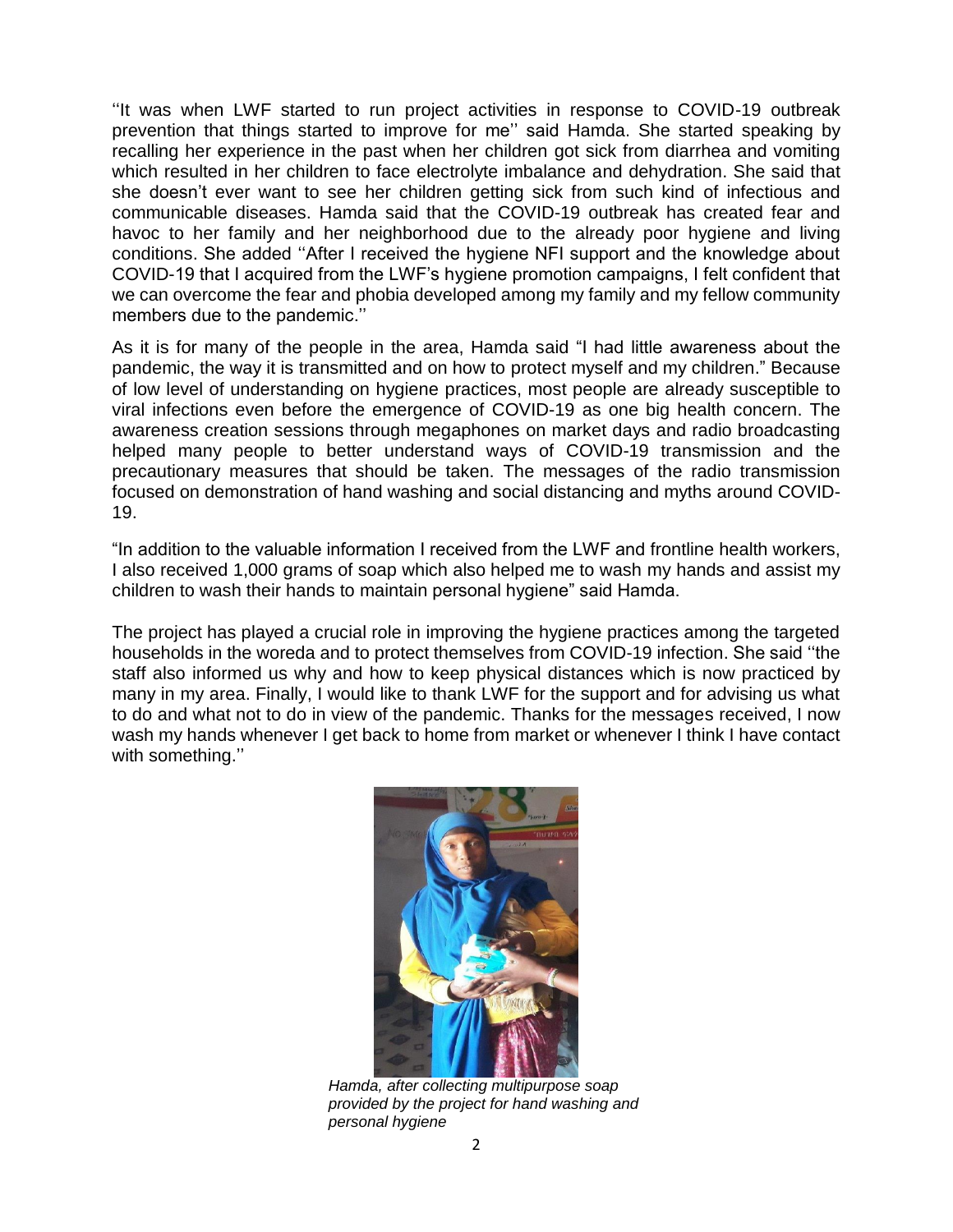''It was when LWF started to run project activities in response to COVID-19 outbreak prevention that things started to improve for me'' said Hamda. She started speaking by recalling her experience in the past when her children got sick from diarrhea and vomiting which resulted in her children to face electrolyte imbalance and dehydration. She said that she doesn't ever want to see her children getting sick from such kind of infectious and communicable diseases. Hamda said that the COVID-19 outbreak has created fear and havoc to her family and her neighborhood due to the already poor hygiene and living conditions. She added ''After I received the hygiene NFI support and the knowledge about COVID-19 that I acquired from the LWF's hygiene promotion campaigns, I felt confident that we can overcome the fear and phobia developed among my family and my fellow community members due to the pandemic.''

As it is for many of the people in the area, Hamda said "I had little awareness about the pandemic, the way it is transmitted and on how to protect myself and my children." Because of low level of understanding on hygiene practices, most people are already susceptible to viral infections even before the emergence of COVID-19 as one big health concern. The awareness creation sessions through megaphones on market days and radio broadcasting helped many people to better understand ways of COVID-19 transmission and the precautionary measures that should be taken. The messages of the radio transmission focused on demonstration of hand washing and social distancing and myths around COVID-19.

"In addition to the valuable information I received from the LWF and frontline health workers, I also received 1,000 grams of soap which also helped me to wash my hands and assist my children to wash their hands to maintain personal hygiene" said Hamda.

The project has played a crucial role in improving the hygiene practices among the targeted households in the woreda and to protect themselves from COVID-19 infection. She said ''the staff also informed us why and how to keep physical distances which is now practiced by many in my area. Finally, I would like to thank LWF for the support and for advising us what to do and what not to do in view of the pandemic. Thanks for the messages received, I now wash my hands whenever I get back to home from market or whenever I think I have contact with something.''

*Hamda, after collecting multipurpose soap provided by the project for hand washing and personal hygiene*